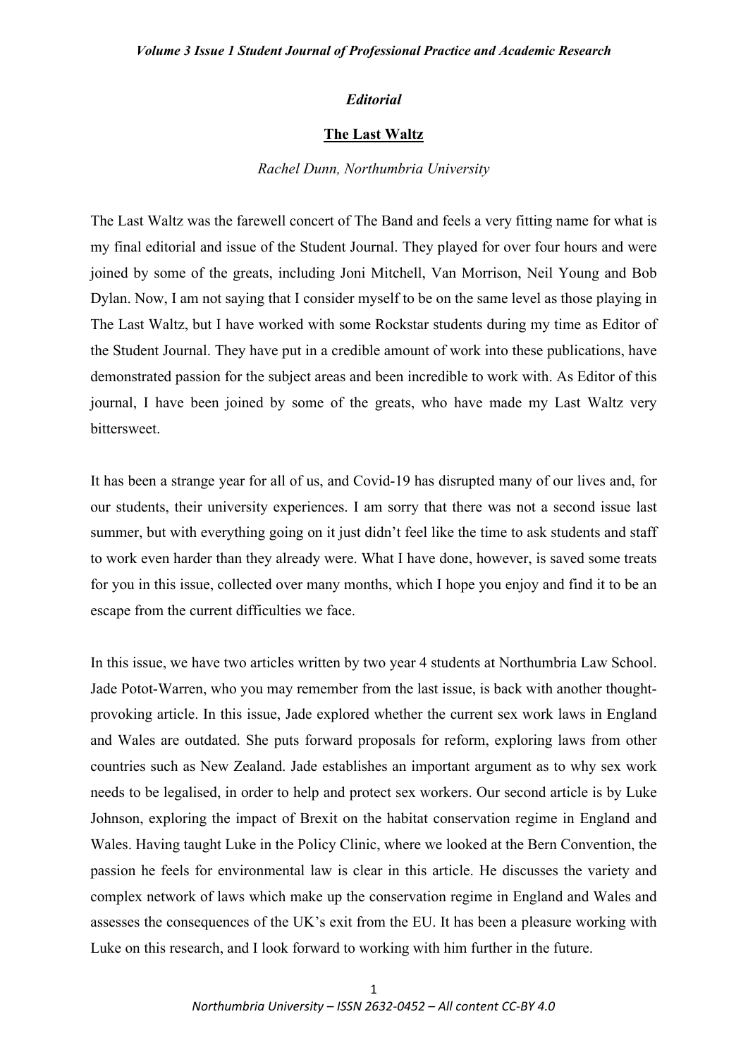*Editorial*

## The Last Waltz

*Rachel Dunn, Northumbria University*

The Last Waltz was the farewell concert of The Band and feels a very fitting name for what is my final editorial and issue of the Student Journal. They played for over four hours and were joined by some of the greats, including Joni Mitchell, Van Morrison, Neil Young and Bob Dylan. Now, I am not saying that I consider myself to be on the same level as those playing in The Last Waltz, but I have worked with some Rockstar students during my time as Editor of the Student Journal. They have put in a credible amount of work into these publications, have demonstrated passion for the subject areas and been incredible to work with. As Editor of this journal, I have been joined by some of the greats, who have made my Last Waltz very bittersweet.

It has been a strange year for all of us, and Covid-19 has disrupted many of our lives and, for our students, their university experiences. I am sorry that there was not a second issue last summer, but with everything going on it just didn't feel like the time to ask students and staff to work even harder than they already were. What I have done, however, is saved some treats for you in this issue, collected over many months, which I hope you enjoy and find it to be an escape from the current difficulties we face.

In this issue, we have two articles written by two year 4 students at Northumbria Law School. Jade Potot-Warren, who you may remember from the last issue, is back with another thought-provoking article. In this issue, Jade explored whether the current sex work laws in England and Wales are outdated. She puts forward proposals for reform, exploring laws from other countries such as New Zealand. Jade establishes an important argument as to why sex work needs to be legalised, in order to help and protect sex workers. Our second article is by Luke Johnson, exploring the impact of Brexit on the habitat conservation regime in England and Wales. Having taught Luke in the Policy Clinic, where we looked at the Bern Convention, the passion he feels for environmental law is clear in this article. He discusses the variety and complex network of laws which make up the conservation regime in England and Wales and assesses the consequences of the UK's exit from the EU. It has been a pleasure working with Luke on this research, and I look forward to working with him further in the future.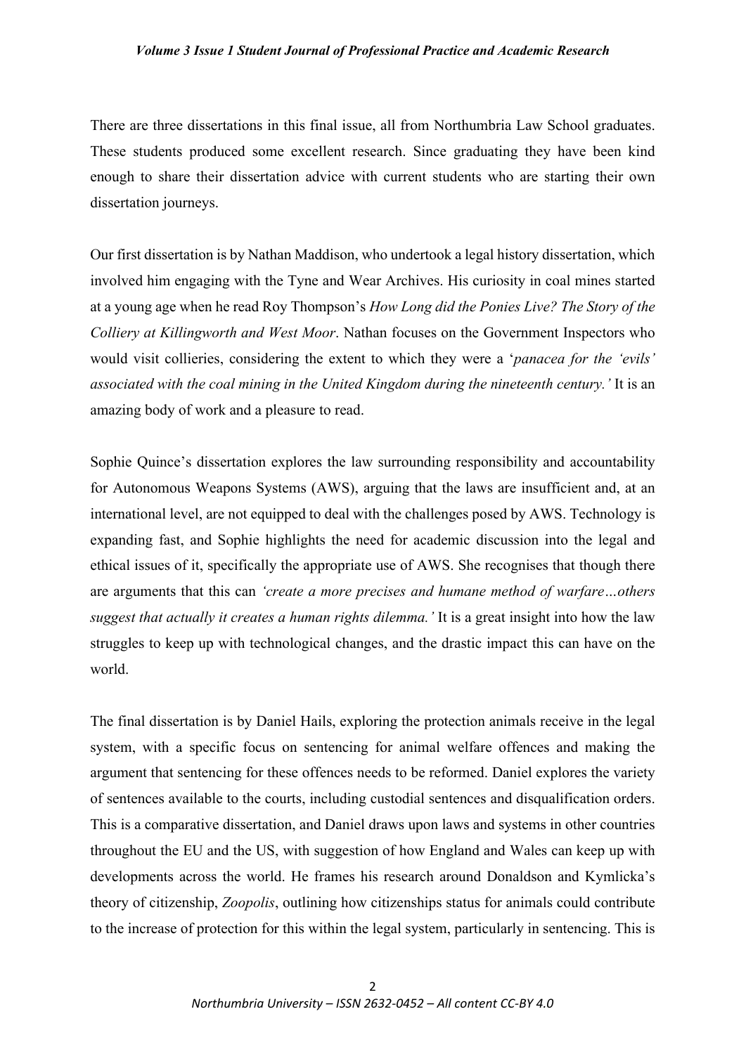There are three dissertations in this final issue, all from Northumbria Law School graduates. These students produced some excellent research. Since graduating they have been kind enough to share their dissertation advice with current students who are starting their own dissertation journeys.

Our first dissertation is by Nathan Maddison, who undertook a legal history dissertation, which involved him engaging with the Tyne and Wear Archives. His curiosity in coal mines started at a young age when he read Roy Thompson's *How Long did the Ponies Live? The Story of the Colliery at Killingworth and West Moor*. Nathan focuses on the Government Inspectors who would visit collieries, considering the extent to which they were a '*panacea for the 'evils' associated with the coal mining in the United Kingdom during the nineteenth century.'* It is an amazing body of work and a pleasure to read.

Sophie Quince's dissertation explores the law surrounding responsibility and accountability for Autonomous Weapons Systems (AWS), arguing that the laws are insufficient and, at an international level, are not equipped to deal with the challenges posed by AWS. Technology is expanding fast, and Sophie highlights the need for academic discussion into the legal and ethical issues of it, specifically the appropriate use of AWS. She recognises that though there are arguments that this can *'create a more precises and humane method of warfare…others suggest that actually it creates a human rights dilemma.'* It is a great insight into how the law struggles to keep up with technological changes, and the drastic impact this can have on the world.

The final dissertation is by Daniel Hails, exploring the protection animals receive in the legal system, with a specific focus on sentencing for animal welfare offences and making the argument that sentencing for these offences needs to be reformed. Daniel explores the variety of sentences available to the courts, including custodial sentences and disqualification orders. This is a comparative dissertation, and Daniel draws upon laws and systems in other countries throughout the EU and the US, with suggestion of how England and Wales can keep up with developments across the world. He frames his research around Donaldson and Kymlicka's theory of citizenship, *Zoopolis*, outlining how citizenships status for animals could contribute to the increase of protection for this within the legal system, particularly in sentencing. This is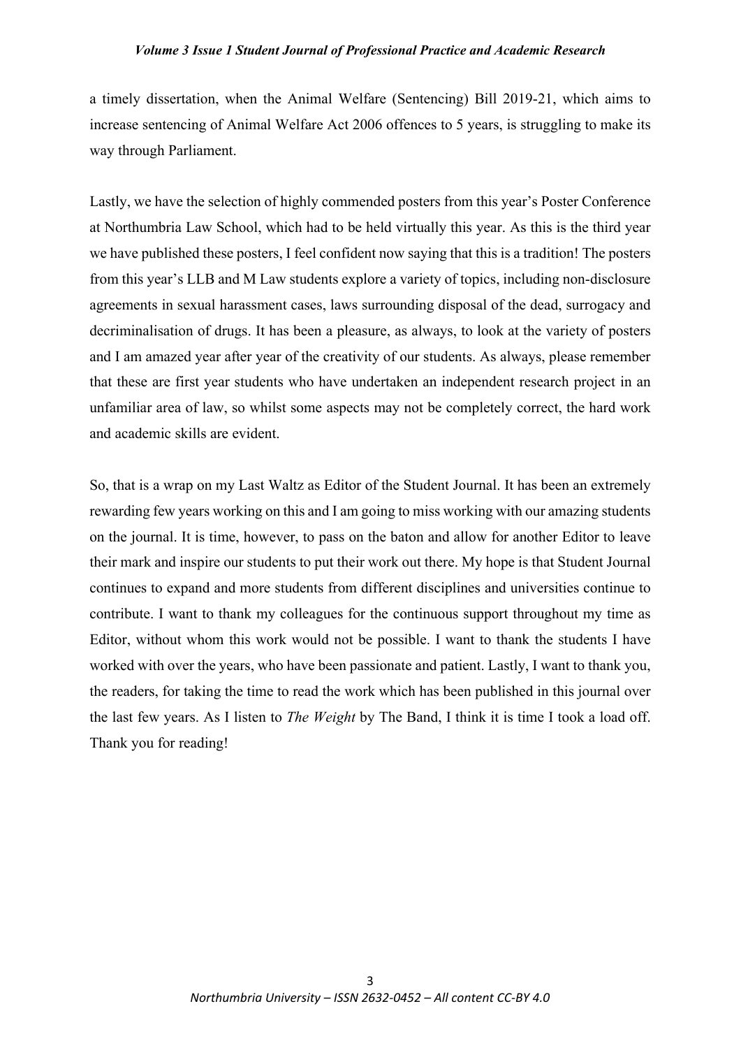a timely dissertation, when the Animal Welfare (Sentencing) Bill 2019-21, which aims to increase sentencing of Animal Welfare Act 2006 offences to 5 years, is struggling to make its way through Parliament.

Lastly, we have the selection of highly commended posters from this year's Poster Conference at Northumbria Law School, which had to be held virtually this year. As this is the third year we have published these posters, I feel confident now saying that this is a tradition! The posters from this year's LLB and M Law students explore a variety of topics, including non-disclosure agreements in sexual harassment cases, laws surrounding disposal of the dead, surrogacy and decriminalisation of drugs. It has been a pleasure, as always, to look at the variety of posters and I am amazed year after year of the creativity of our students. As always, please remember that these are first year students who have undertaken an independent research project in an unfamiliar area of law, so whilst some aspects may not be completely correct, the hard work and academic skills are evident.

So, that is a wrap on my Last Waltz as Editor of the Student Journal. It has been an extremely rewarding few years working on this and I am going to miss working with our amazing students on the journal. It is time, however, to pass on the baton and allow for another Editor to leave their mark and inspire our students to put their work out there. My hope is that Student Journal continues to expand and more students from different disciplines and universities continue to contribute. I want to thank my colleagues for the continuous support throughout my time as Editor, without whom this work would not be possible. I want to thank the students I have worked with over the years, who have been passionate and patient. Lastly, I want to thank you, the readers, for taking the time to read the work which has been published in this journal over the last few years. As I listen to *The Weight* by The Band, I think it is time I took a load off. Thank you for reading!